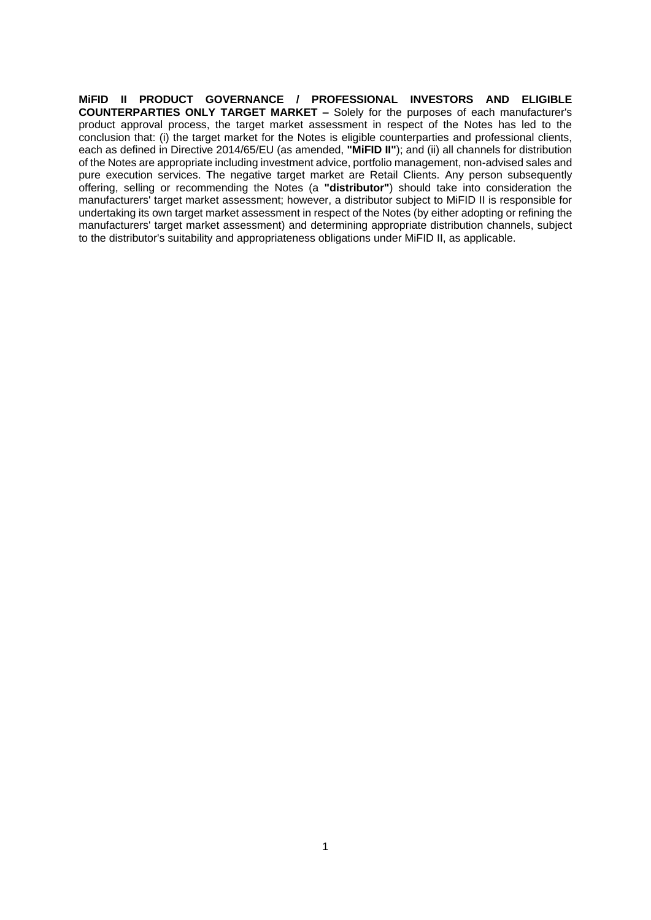**MiFID II PRODUCT GOVERNANCE / PROFESSIONAL INVESTORS AND ELIGIBLE COUNTERPARTIES ONLY TARGET MARKET –** Solely for the purposes of each manufacturer's product approval process, the target market assessment in respect of the Notes has led to the conclusion that: (i) the target market for the Notes is eligible counterparties and professional clients, each as defined in Directive 2014/65/EU (as amended, **"MiFID II"**); and (ii) all channels for distribution of the Notes are appropriate including investment advice, portfolio management, non-advised sales and pure execution services. The negative target market are Retail Clients. Any person subsequently offering, selling or recommending the Notes (a **"distributor"**) should take into consideration the manufacturers' target market assessment; however, a distributor subject to MiFID II is responsible for undertaking its own target market assessment in respect of the Notes (by either adopting or refining the manufacturers' target market assessment) and determining appropriate distribution channels, subject to the distributor's suitability and appropriateness obligations under MiFID II, as applicable.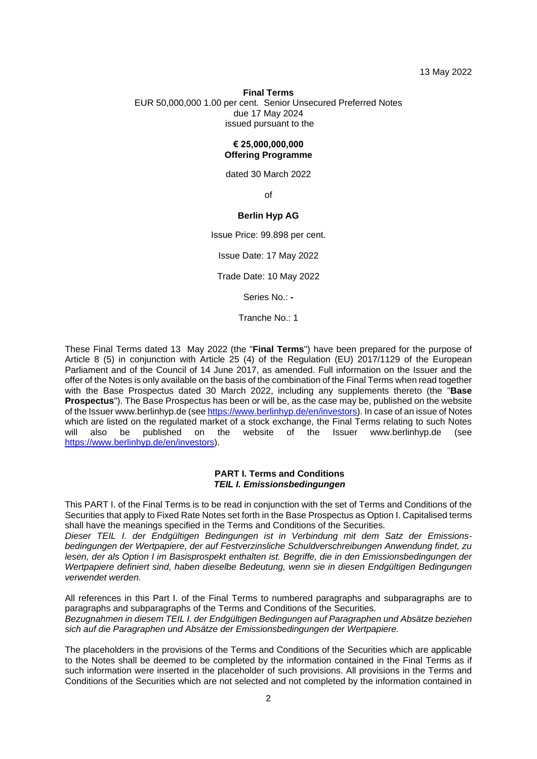13 May 2022

**Final Terms**
EUR 50,000,000 1.00 per cent. Senior Unsecured Preferred Notes
due 17 May 2024
issued pursuant to the

**€ 25,000,000,000**
**Offering Programme**

dated 30 March 2022

of

**Berlin Hyp AG**

Issue Price: 99.898 per cent.

Issue Date: 17 May 2022

Trade Date: 10 May 2022

Series No.: **-**

Tranche No.: 1

These Final Terms dated 13 May 2022 (the "**Final Terms**") have been prepared for the purpose of Article 8 (5) in conjunction with Article 25 (4) of the Regulation (EU) 2017/1129 of the European Parliament and of the Council of 14 June 2017, as amended. Full information on the Issuer and the offer of the Notes is only available on the basis of the combination of the Final Terms when read together with the Base Prospectus dated 30 March 2022, including any supplements thereto (the "**Base Prospectus**"). The Base Prospectus has been or will be, as the case may be, published on the website of the Issuer www.berlinhyp.de (see https://www.berlinhyp.de/en/investors). In case of an issue of Notes which are listed on the regulated market of a stock exchange, the Final Terms relating to such Notes will also be published on the website of the Issuer www.berlinhyp.de (see https://www.berlinhyp.de/en/investors).

## PART I. Terms and Conditions
### *TEIL I. Emissionsbedingungen*

This PART I. of the Final Terms is to be read in conjunction with the set of Terms and Conditions of the Securities that apply to Fixed Rate Notes set forth in the Base Prospectus as Option I. Capitalised terms shall have the meanings specified in the Terms and Conditions of the Securities.
*Dieser TEIL I. der Endgültigen Bedingungen ist in Verbindung mit dem Satz der Emissionsbedingungen der Wertpapiere, der auf Festverzinsliche Schuldverschreibungen Anwendung findet, zu lesen, der als Option I im Basisprospekt enthalten ist. Begriffe, die in den Emissionsbedingungen der Wertpapiere definiert sind, haben dieselbe Bedeutung, wenn sie in diesen Endgültigen Bedingungen verwendet werden.*

All references in this Part I. of the Final Terms to numbered paragraphs and subparagraphs are to paragraphs and subparagraphs of the Terms and Conditions of the Securities.
*Bezugnahmen in diesem TEIL I. der Endgültigen Bedingungen auf Paragraphen und Absätze beziehen sich auf die Paragraphen und Absätze der Emissionsbedingungen der Wertpapiere.*

The placeholders in the provisions of the Terms and Conditions of the Securities which are applicable to the Notes shall be deemed to be completed by the information contained in the Final Terms as if such information were inserted in the placeholder of such provisions. All provisions in the Terms and Conditions of the Securities which are not selected and not completed by the information contained in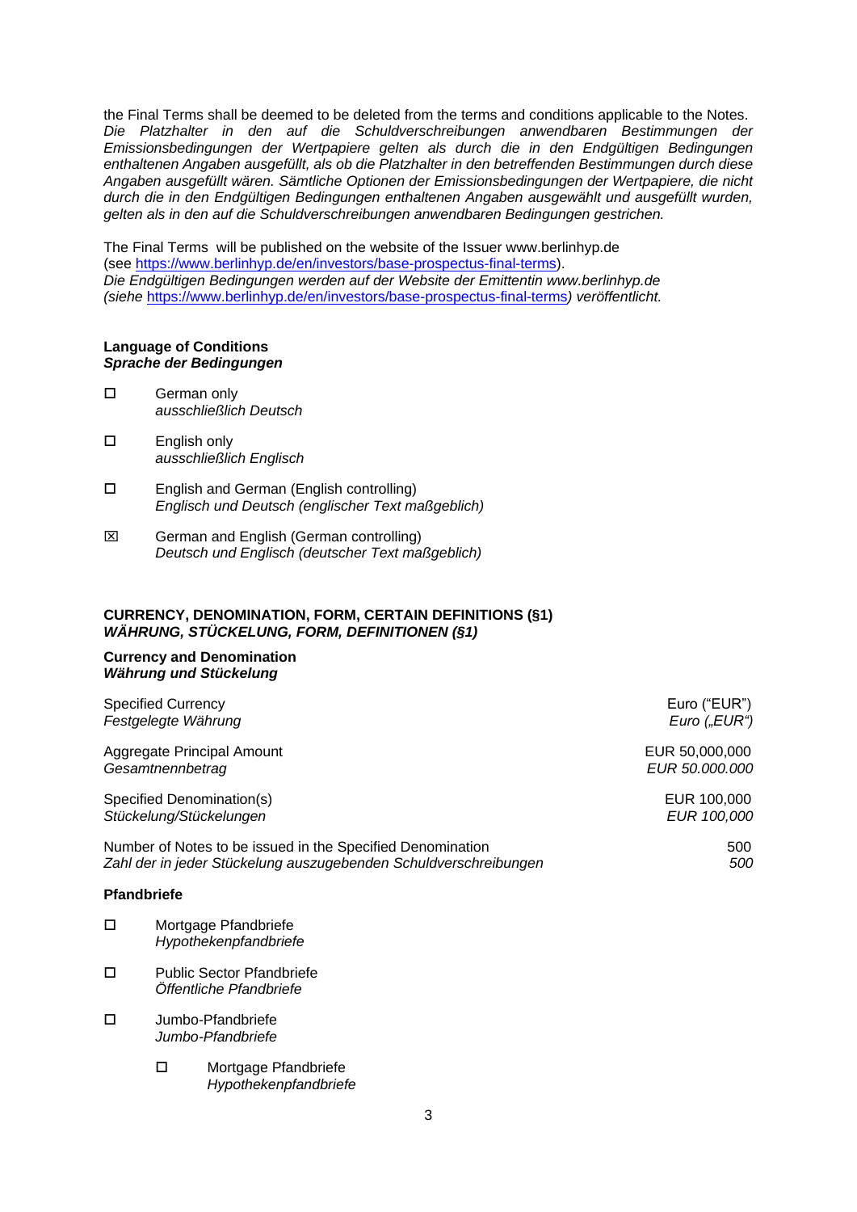the Final Terms shall be deemed to be deleted from the terms and conditions applicable to the Notes.
*Die Platzhalter in den auf die Schuldverschreibungen anwendbaren Bestimmungen der Emissionsbedingungen der Wertpapiere gelten als durch die in den Endgültigen Bedingungen enthaltenen Angaben ausgefüllt, als ob die Platzhalter in den betreffenden Bestimmungen durch diese Angaben ausgefüllt wären. Sämtliche Optionen der Emissionsbedingungen der Wertpapiere, die nicht durch die in den Endgültigen Bedingungen enthaltenen Angaben ausgewählt und ausgefüllt wurden, gelten als in den auf die Schuldverschreibungen anwendbaren Bedingungen gestrichen.*

The Final Terms will be published on the website of the Issuer www.berlinhyp.de (see https://www.berlinhyp.de/en/investors/base-prospectus-final-terms).
*Die Endgültigen Bedingungen werden auf der Website der Emittentin www.berlinhyp.de (siehe https://www.berlinhyp.de/en/investors/base-prospectus-final-terms) veröffentlicht.*

**Language of Conditions**
***Sprache der Bedingungen***

☐ German only
*ausschließlich Deutsch*

☐ English only
*ausschließlich Englisch*

☐ English and German (English controlling)
*Englisch und Deutsch (englischer Text maßgeblich)*

☒ German and English (German controlling)
*Deutsch und Englisch (deutscher Text maßgeblich)*

**CURRENCY, DENOMINATION, FORM, CERTAIN DEFINITIONS (§1)**
***WÄHRUNG, STÜCKELUNG, FORM, DEFINITIONEN (§1)***

**Currency and Denomination**
***Währung und Stückelung***

| | |
|---|---|
| Specified Currency<br>*Festgelegte Währung* | Euro ("EUR")<br>*Euro („EUR“)* |
| Aggregate Principal Amount<br>*Gesamtnennbetrag* | EUR 50,000,000<br>*EUR 50.000.000* |
| Specified Denomination(s)<br>*Stückelung/Stückelungen* | EUR 100,000<br>*EUR 100,000* |
| Number of Notes to be issued in the Specified Denomination<br>*Zahl der in jeder Stückelung auszugebenden Schuldverschreibungen* | 500<br>*500* |

**Pfandbriefe**

☐ Mortgage Pfandbriefe
*Hypothekenpfandbriefe*

☐ Public Sector Pfandbriefe
*Öffentliche Pfandbriefe*

☐ Jumbo-Pfandbriefe
*Jumbo-Pfandbriefe*

- ☐ Mortgage Pfandbriefe
  *Hypothekenpfandbriefe*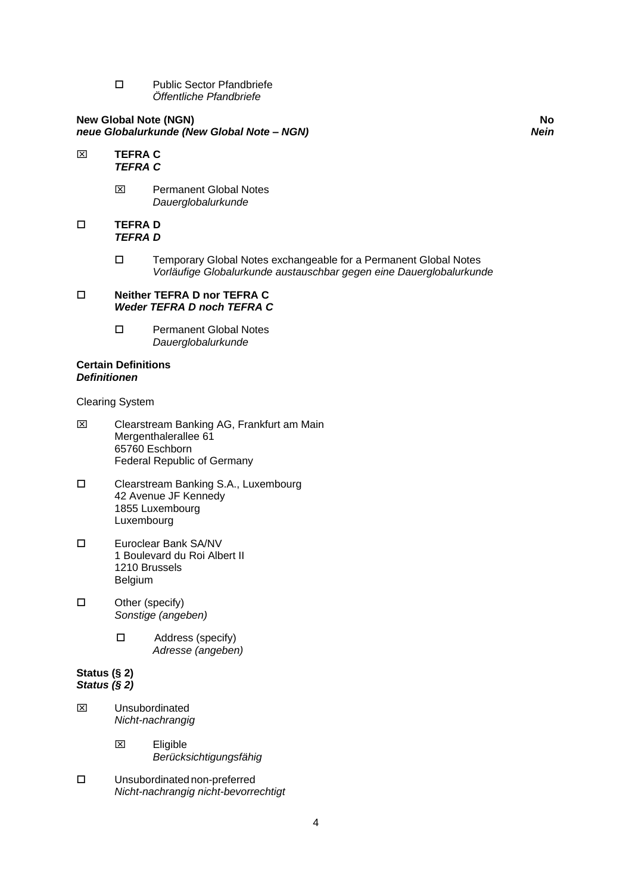- ☐ Public Sector Pfandbriefe
  *Öffentliche Pfandbriefe*

**New Global Note (NGN)** **No**
***neue Globalurkunde (New Global Note – NGN)*** ***Nein***

☒ **TEFRA C**
***TEFRA C***

- ☒ Permanent Global Notes
  *Dauerglobalurkunde*

☐ **TEFRA D**
***TEFRA D***

- ☐ Temporary Global Notes exchangeable for a Permanent Global Notes
  *Vorläufige Globalurkunde austauschbar gegen eine Dauerglobalurkunde*

☐ **Neither TEFRA D nor TEFRA C**
***Weder TEFRA D noch TEFRA C***

- ☐ Permanent Global Notes
  *Dauerglobalurkunde*

**Certain Definitions**
***Definitionen***

Clearing System

☒ Clearstream Banking AG, Frankfurt am Main
Mergenthalerallee 61
65760 Eschborn
Federal Republic of Germany

☐ Clearstream Banking S.A., Luxembourg
42 Avenue JF Kennedy
1855 Luxembourg
Luxembourg

☐ Euroclear Bank SA/NV
1 Boulevard du Roi Albert II
1210 Brussels
Belgium

☐ Other (specify)
*Sonstige (angeben)*

- ☐ Address (specify)
  *Adresse (angeben)*

**Status (§ 2)**
***Status (§ 2)***

☒ Unsubordinated
*Nicht-nachrangig*

- ☒ Eligible
  *Berücksichtigungsfähig*

☐ Unsubordinated non-preferred
*Nicht-nachrangig nicht-bevorrechtigt*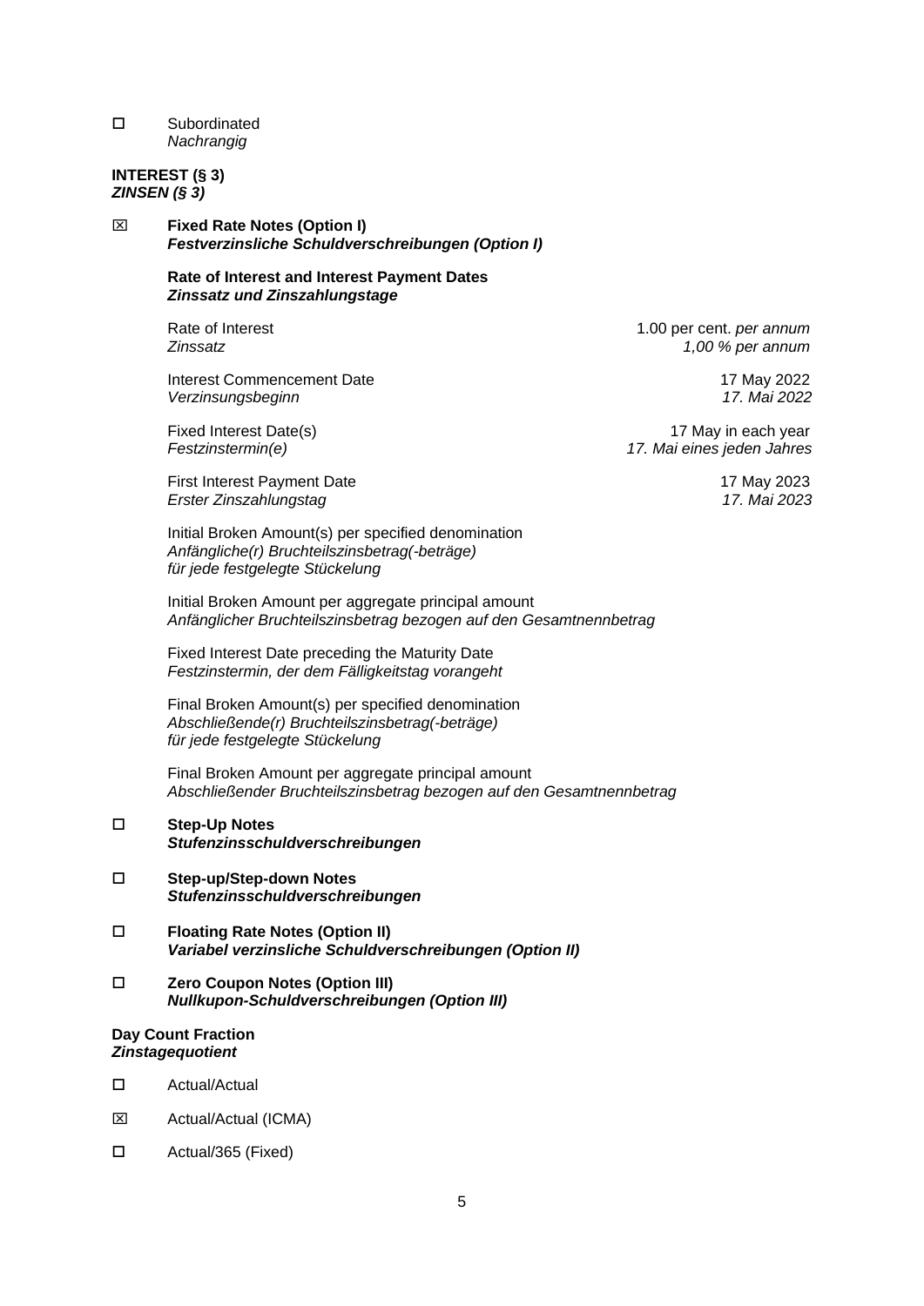☐ Subordinated
*Nachrangig*

**INTEREST (§ 3)**
***ZINSEN (§ 3)***

☒ **Fixed Rate Notes (Option I)**
***Festverzinsliche Schuldverschreibungen (Option I)***

**Rate of Interest and Interest Payment Dates**
***Zinssatz und Zinszahlungstage***

| | |
|---|---|
| Rate of Interest<br>*Zinssatz* | 1.00 per cent. *per annum*<br>*1,00 % per annum* |
| Interest Commencement Date<br>*Verzinsungsbeginn* | 17 May 2022<br>*17. Mai 2022* |
| Fixed Interest Date(s)<br>*Festzinstermin(e)* | 17 May in each year<br>*17. Mai eines jeden Jahres* |
| First Interest Payment Date<br>*Erster Zinszahlungstag* | 17 May 2023<br>*17. Mai 2023* |

Initial Broken Amount(s) per specified denomination
*Anfängliche(r) Bruchteilszinsbetrag(-beträge)*
*für jede festgelegte Stückelung*

Initial Broken Amount per aggregate principal amount
*Anfänglicher Bruchteilszinsbetrag bezogen auf den Gesamtnennbetrag*

Fixed Interest Date preceding the Maturity Date
*Festzinstermin, der dem Fälligkeitstag vorangeht*

Final Broken Amount(s) per specified denomination
*Abschließende(r) Bruchteilszinsbetrag(-beträge)*
*für jede festgelegte Stückelung*

Final Broken Amount per aggregate principal amount
*Abschließender Bruchteilszinsbetrag bezogen auf den Gesamtnennbetrag*

☐ **Step-Up Notes**
***Stufenzinsschuldverschreibungen***

☐ **Step-up/Step-down Notes**
***Stufenzinsschuldverschreibungen***

☐ **Floating Rate Notes (Option II)**
***Variabel verzinsliche Schuldverschreibungen (Option II)***

☐ **Zero Coupon Notes (Option III)**
***Nullkupon-Schuldverschreibungen (Option III)***

**Day Count Fraction**
***Zinstagequotient***

☐ Actual/Actual

☒ Actual/Actual (ICMA)

☐ Actual/365 (Fixed)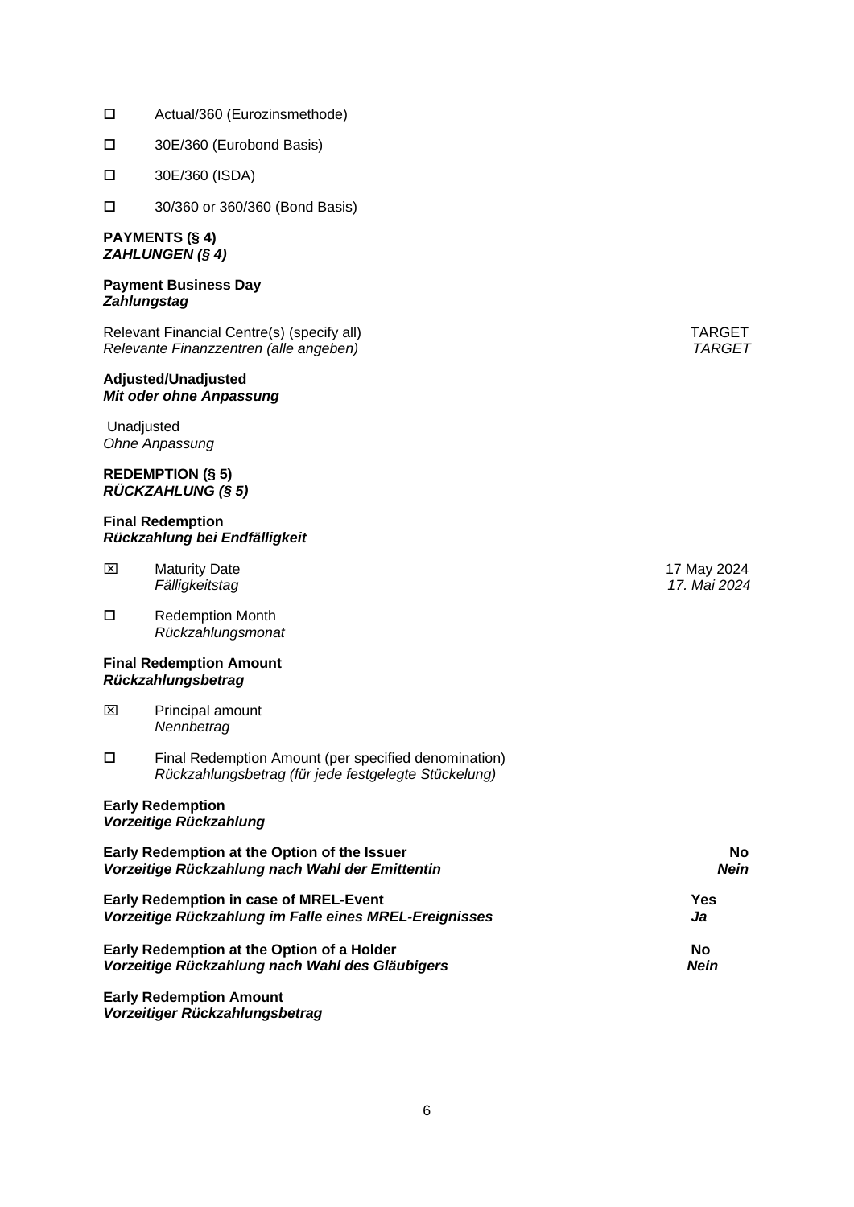☐ Actual/360 (Eurozinsmethode)

☐ 30E/360 (Eurobond Basis)

☐ 30E/360 (ISDA)

☐ 30/360 or 360/360 (Bond Basis)

**PAYMENTS (§ 4)**
***ZAHLUNGEN (§ 4)***

**Payment Business Day**
***Zahlungstag***

Relevant Financial Centre(s) (specify all) — TARGET
*Relevante Finanzzentren (alle angeben)* — *TARGET*

**Adjusted/Unadjusted**
***Mit oder ohne Anpassung***

Unadjusted
*Ohne Anpassung*

**REDEMPTION (§ 5)**
***RÜCKZAHLUNG (§ 5)***

**Final Redemption**
***Rückzahlung bei Endfälligkeit***

☒ Maturity Date — 17 May 2024
*Fälligkeitstag* — *17. Mai 2024*

☐ Redemption Month
*Rückzahlungsmonat*

**Final Redemption Amount**
***Rückzahlungsbetrag***

☒ Principal amount
*Nennbetrag*

☐ Final Redemption Amount (per specified denomination)
*Rückzahlungsbetrag (für jede festgelegte Stückelung)*

**Early Redemption**
***Vorzeitige Rückzahlung***

**Early Redemption at the Option of the Issuer** — **No**
***Vorzeitige Rückzahlung nach Wahl der Emittentin*** — ***Nein***

**Early Redemption in case of MREL-Event** — **Yes**
***Vorzeitige Rückzahlung im Falle eines MREL-Ereignisses*** — ***Ja***

**Early Redemption at the Option of a Holder** — **No**
***Vorzeitige Rückzahlung nach Wahl des Gläubigers*** — ***Nein***

**Early Redemption Amount**
***Vorzeitiger Rückzahlungsbetrag***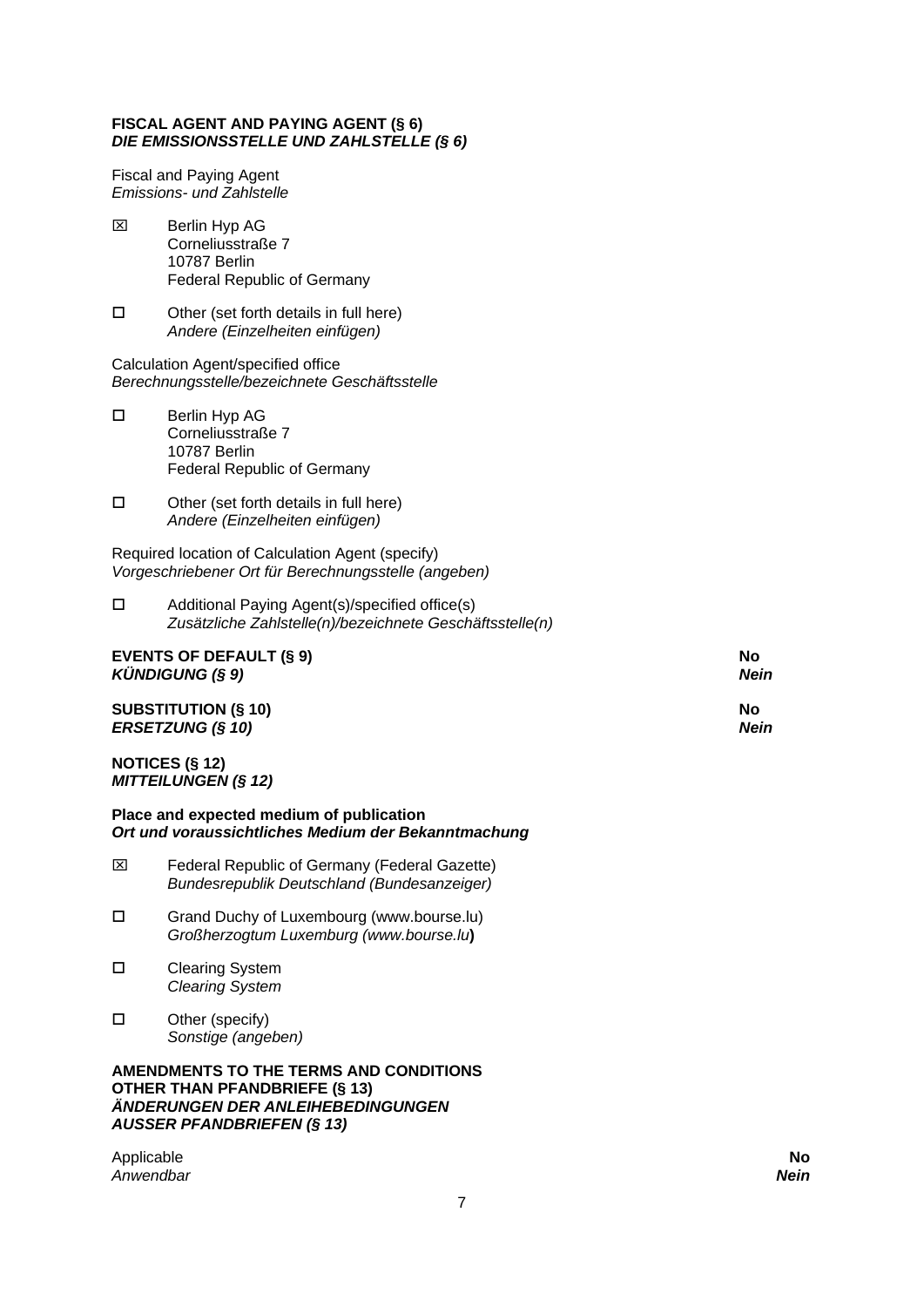**FISCAL AGENT AND PAYING AGENT (§ 6)**
***DIE EMISSIONSSTELLE UND ZAHLSTELLE (§ 6)***

Fiscal and Paying Agent
*Emissions- und Zahlstelle*

☒ Berlin Hyp AG
Corneliusstraße 7
10787 Berlin
Federal Republic of Germany

☐ Other (set forth details in full here)
*Andere (Einzelheiten einfügen)*

Calculation Agent/specified office
*Berechnungsstelle/bezeichnete Geschäftsstelle*

☐ Berlin Hyp AG
Corneliusstraße 7
10787 Berlin
Federal Republic of Germany

☐ Other (set forth details in full here)
*Andere (Einzelheiten einfügen)*

Required location of Calculation Agent (specify)
*Vorgeschriebener Ort für Berechnungsstelle (angeben)*

☐ Additional Paying Agent(s)/specified office(s)
*Zusätzliche Zahlstelle(n)/bezeichnete Geschäftsstelle(n)*

**EVENTS OF DEFAULT (§ 9)** — **No**
***KÜNDIGUNG (§ 9)*** — ***Nein***

**SUBSTITUTION (§ 10)** — **No**
***ERSETZUNG (§ 10)*** — ***Nein***

**NOTICES (§ 12)**
***MITTEILUNGEN (§ 12)***

**Place and expected medium of publication**
***Ort und voraussichtliches Medium der Bekanntmachung***

☒ Federal Republic of Germany (Federal Gazette)
*Bundesrepublik Deutschland (Bundesanzeiger)*

☐ Grand Duchy of Luxembourg (www.bourse.lu)
*Großherzogtum Luxemburg (www.bourse.lu*)

☐ Clearing System
*Clearing System*

☐ Other (specify)
*Sonstige (angeben)*

**AMENDMENTS TO THE TERMS AND CONDITIONS OTHER THAN PFANDBRIEFE (§ 13)**
***ÄNDERUNGEN DER ANLEIHEBEDINGUNGEN AUSSER PFANDBRIEFEN (§ 13)***

Applicable — **No**
*Anwendbar* — ***Nein***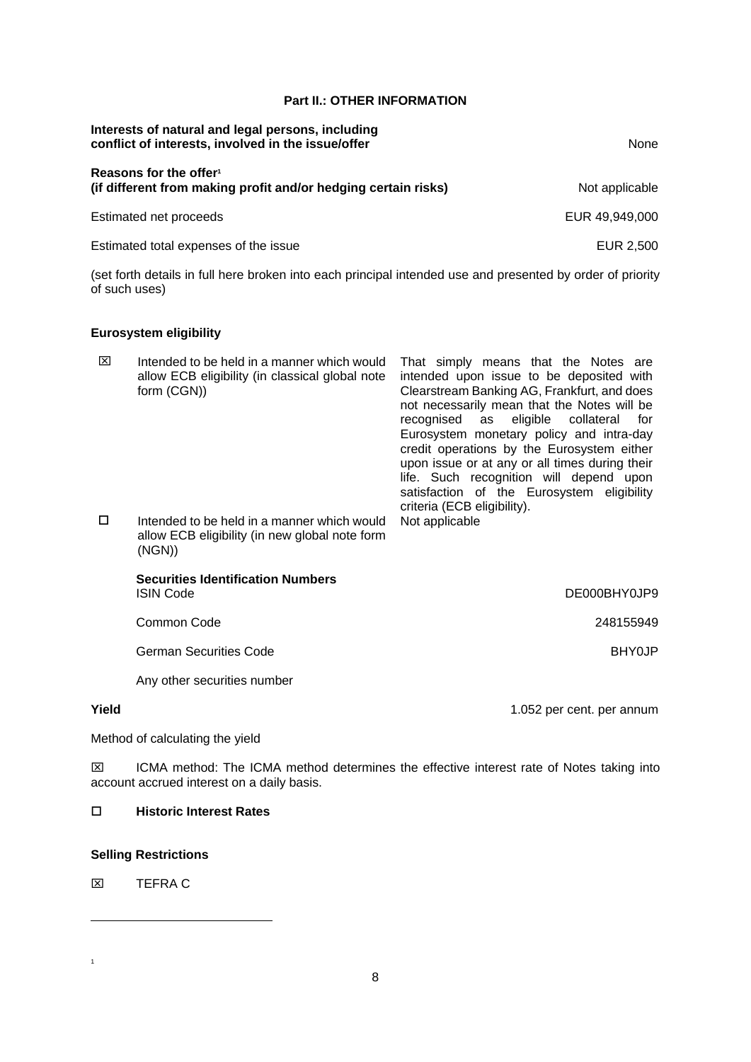**Part II.: OTHER INFORMATION**

| | |
|---|---|
| **Interests of natural and legal persons, including conflict of interests, involved in the issue/offer** | None |
| **Reasons for the offer**[1] **(if different from making profit and/or hedging certain risks)** | Not applicable |
| Estimated net proceeds | EUR 49,949,000 |
| Estimated total expenses of the issue | EUR 2,500 |

(set forth details in full here broken into each principal intended use and presented by order of priority of such uses)

**Eurosystem eligibility**

| | | |
|---|---|---|
| ☒ | Intended to be held in a manner which would allow ECB eligibility (in classical global note form (CGN)) | That simply means that the Notes are intended upon issue to be deposited with Clearstream Banking AG, Frankfurt, and does not necessarily mean that the Notes will be recognised as eligible collateral for Eurosystem monetary policy and intra-day credit operations by the Eurosystem either upon issue or at any or all times during their life. Such recognition will depend upon satisfaction of the Eurosystem eligibility criteria (ECB eligibility). |
| ☐ | Intended to be held in a manner which would allow ECB eligibility (in new global note form (NGN)) | Not applicable |

**Securities Identification Numbers**

| | |
|---|---|
| ISIN Code | DE000BHY0JP9 |
| Common Code | 248155949 |
| German Securities Code | BHY0JP |
| Any other securities number | |

| | |
|---|---|
| **Yield** | 1.052 per cent. per annum |

Method of calculating the yield

☒ ICMA method: The ICMA method determines the effective interest rate of Notes taking into account accrued interest on a daily basis.

☐ **Historic Interest Rates**

**Selling Restrictions**

☒ TEFRA C

---

[1]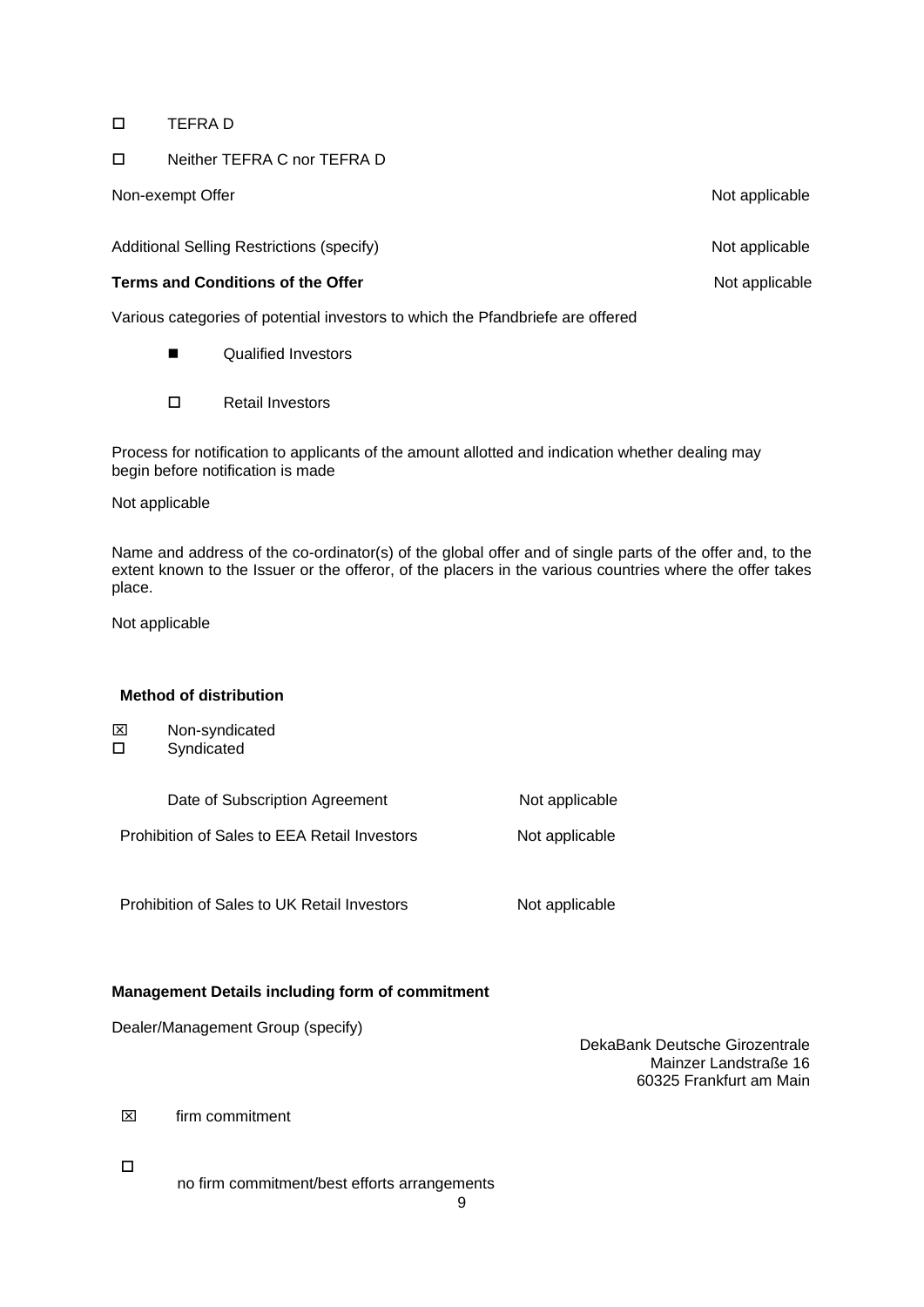☐ TEFRA D

☐ Neither TEFRA C nor TEFRA D

| | |
|---|---|
| Non-exempt Offer | Not applicable |
| Additional Selling Restrictions (specify) | Not applicable |
| **Terms and Conditions of the Offer** | Not applicable |

Various categories of potential investors to which the Pfandbriefe are offered

- ■ Qualified Investors
- ☐ Retail Investors

Process for notification to applicants of the amount allotted and indication whether dealing may begin before notification is made

Not applicable

Name and address of the co-ordinator(s) of the global offer and of single parts of the offer and, to the extent known to the Issuer or the offeror, of the placers in the various countries where the offer takes place.

Not applicable

**Method of distribution**

☒ Non-syndicated
☐ Syndicated

| | |
|---|---|
| Date of Subscription Agreement | Not applicable |
| Prohibition of Sales to EEA Retail Investors | Not applicable |
| Prohibition of Sales to UK Retail Investors | Not applicable |

**Management Details including form of commitment**

Dealer/Management Group (specify)

DekaBank Deutsche Girozentrale
Mainzer Landstraße 16
60325 Frankfurt am Main

☒ firm commitment

☐ no firm commitment/best efforts arrangements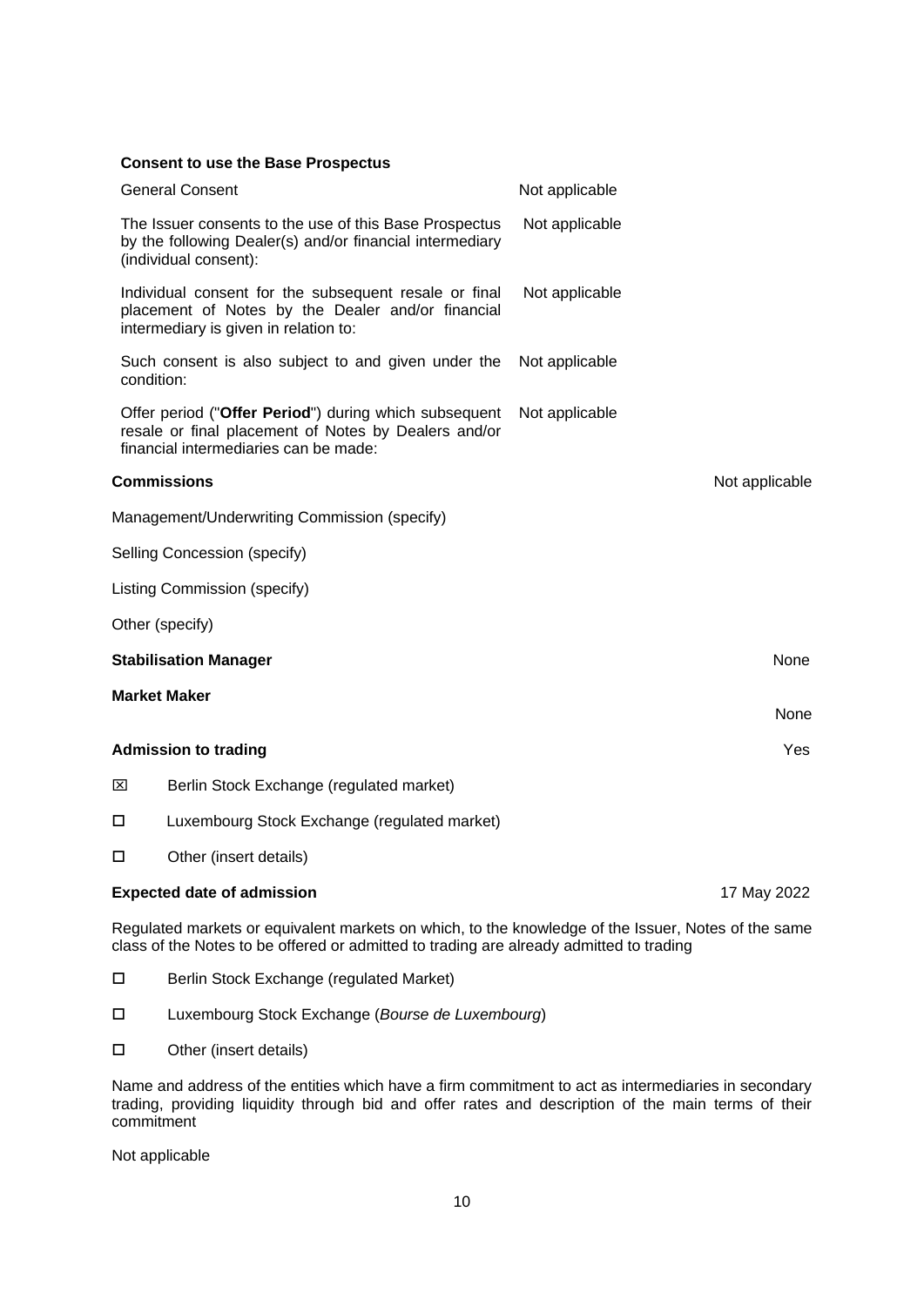**Consent to use the Base Prospectus**

| | |
|---|---|
| General Consent | Not applicable |
| The Issuer consents to the use of this Base Prospectus by the following Dealer(s) and/or financial intermediary (individual consent): | Not applicable |
| Individual consent for the subsequent resale or final placement of Notes by the Dealer and/or financial intermediary is given in relation to: | Not applicable |
| Such consent is also subject to and given under the condition: | Not applicable |
| Offer period ("**Offer Period**") during which subsequent resale or final placement of Notes by Dealers and/or financial intermediaries can be made: | Not applicable |

**Commissions** — Not applicable

Management/Underwriting Commission (specify)

Selling Concession (specify)

Listing Commission (specify)

Other (specify)

**Stabilisation Manager** — None

**Market Maker** — None

**Admission to trading** — Yes

☒ Berlin Stock Exchange (regulated market)

☐ Luxembourg Stock Exchange (regulated market)

☐ Other (insert details)

**Expected date of admission** — 17 May 2022

Regulated markets or equivalent markets on which, to the knowledge of the Issuer, Notes of the same class of the Notes to be offered or admitted to trading are already admitted to trading

☐ Berlin Stock Exchange (regulated Market)

☐ Luxembourg Stock Exchange (*Bourse de Luxembourg*)

☐ Other (insert details)

Name and address of the entities which have a firm commitment to act as intermediaries in secondary trading, providing liquidity through bid and offer rates and description of the main terms of their commitment

Not applicable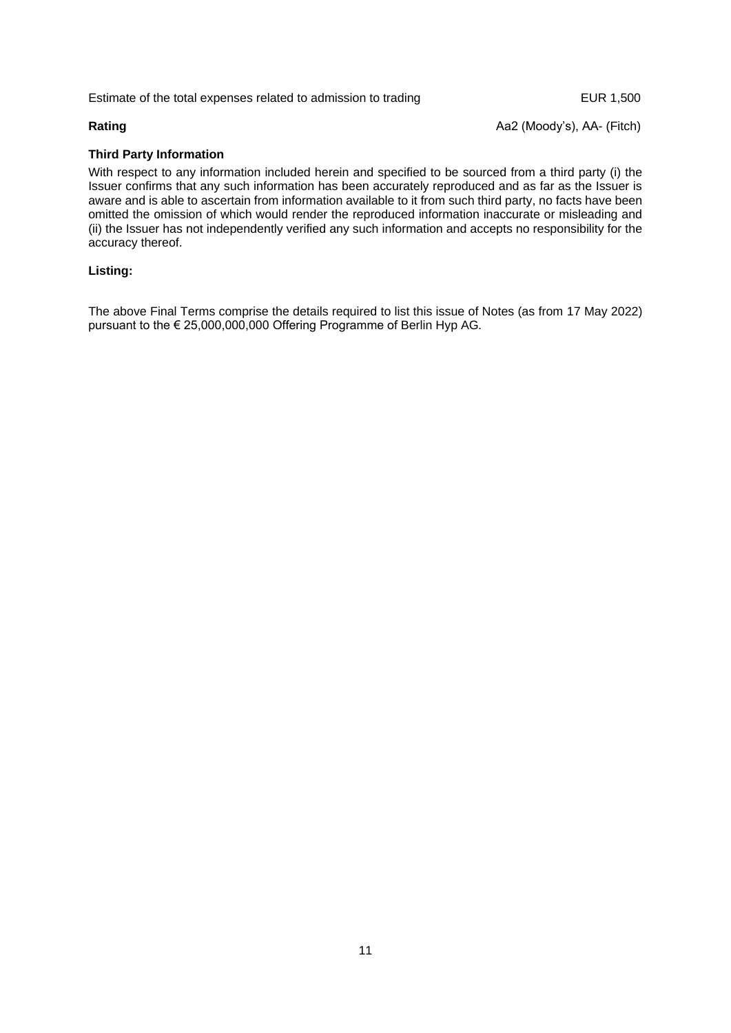| | |
|---|---|
| Estimate of the total expenses related to admission to trading | EUR 1,500 |
| **Rating** | Aa2 (Moody's), AA- (Fitch) |

**Third Party Information**

With respect to any information included herein and specified to be sourced from a third party (i) the Issuer confirms that any such information has been accurately reproduced and as far as the Issuer is aware and is able to ascertain from information available to it from such third party, no facts have been omitted the omission of which would render the reproduced information inaccurate or misleading and (ii) the Issuer has not independently verified any such information and accepts no responsibility for the accuracy thereof.

**Listing:**

The above Final Terms comprise the details required to list this issue of Notes (as from 17 May 2022) pursuant to the € 25,000,000,000 Offering Programme of Berlin Hyp AG.